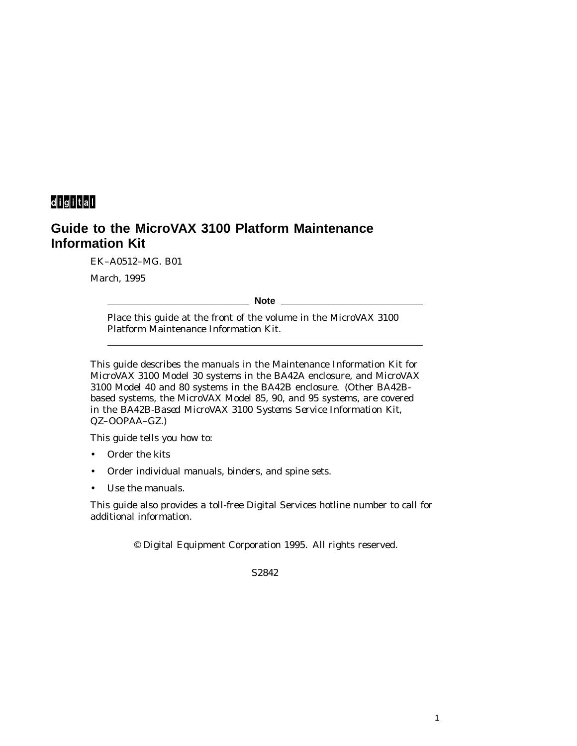digital

# Guide to the MicroVAX 3100 Platform Maintenance Information Kit

EK–A0512–MG. B01

March, 1995

**Note**

Place this guide at the front of the volume in the MicroVAX 3100 Platform Maintenance Information Kit.

---

This guide describes the manuals in the Maintenance Information Kit for MicroVAX 3100 Model 30 systems in the BA42A enclosure, and MicroVAX 3100 Model 40 and 80 systems in the BA42B enclosure. (Other BA42B-based systems, the MicroVAX Model 85, 90, and 95 systems, are covered in the *BA42B-Based MicroVAX 3100 Systems Service Information Kit*, QZ–OOPAA–GZ.)

This guide tells you how to:

- Order the kits
- Order individual manuals, binders, and spine sets.
- Use the manuals.

This guide also provides a toll-free Digital Services hotline number to call for additional information.

© Digital Equipment Corporation 1995. All rights reserved.

S2842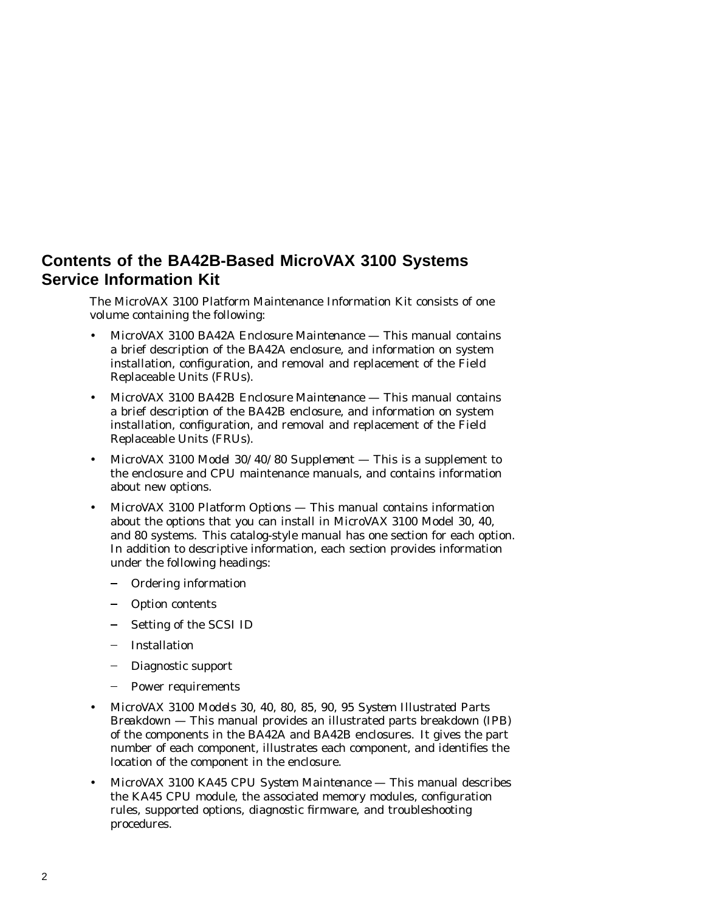## Contents of the BA42B-Based MicroVAX 3100 Systems Service Information Kit

The MicroVAX 3100 Platform Maintenance Information Kit consists of one volume containing the following:

- *MicroVAX 3100 BA42A Enclosure Maintenance* — This manual contains a brief description of the BA42A enclosure, and information on system installation, configuration, and removal and replacement of the Field Replaceable Units (FRUs).
- *MicroVAX 3100 BA42B Enclosure Maintenance* — This manual contains a brief description of the BA42B enclosure, and information on system installation, configuration, and removal and replacement of the Field Replaceable Units (FRUs).
- *MicroVAX 3100 Model 30/40/80 Supplement* — This is a supplement to the enclosure and CPU maintenance manuals, and contains information about new options.
- *MicroVAX 3100 Platform Options* — This manual contains information about the options that you can install in MicroVAX 3100 Model 30, 40, and 80 systems. This catalog-style manual has one section for each option. In addition to descriptive information, each section provides information under the following headings:
  - Ordering information
  - Option contents
  - Setting of the SCSI ID
  - Installation
  - Diagnostic support
  - Power requirements
- *MicroVAX 3100 Models 30, 40, 80, 85, 90, 95 System Illustrated Parts Breakdown* — This manual provides an illustrated parts breakdown (IPB) of the components in the BA42A and BA42B enclosures. It gives the part number of each component, illustrates each component, and identifies the location of the component in the enclosure.
- *MicroVAX 3100 KA45 CPU System Maintenance* — This manual describes the KA45 CPU module, the associated memory modules, configuration rules, supported options, diagnostic firmware, and troubleshooting procedures.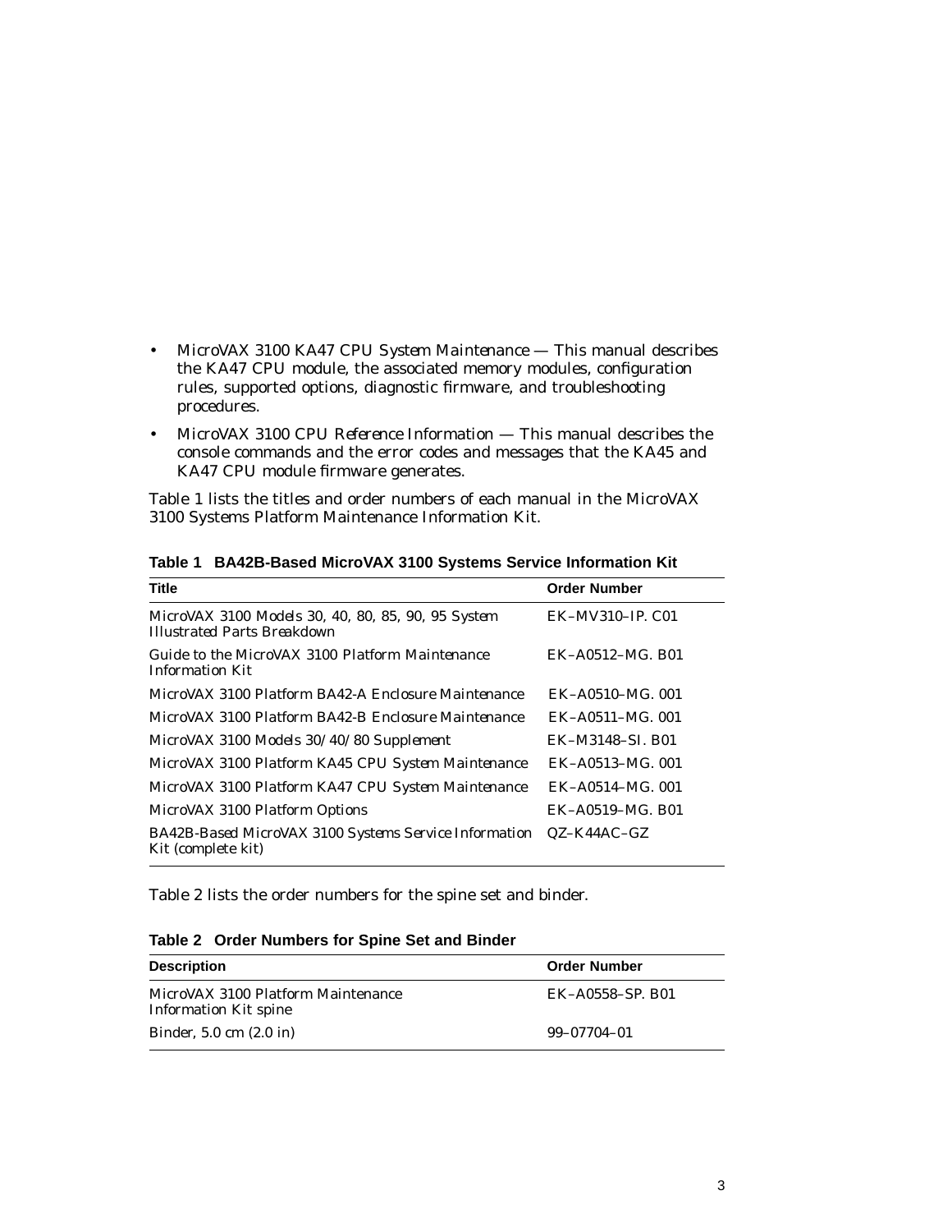- *MicroVAX 3100 KA47 CPU System Maintenance* — This manual describes the KA47 CPU module, the associated memory modules, configuration rules, supported options, diagnostic firmware, and troubleshooting procedures.
- *MicroVAX 3100 CPU Reference Information* — This manual describes the console commands and the error codes and messages that the KA45 and KA47 CPU module firmware generates.

Table 1 lists the titles and order numbers of each manual in the MicroVAX 3100 Systems Platform Maintenance Information Kit.

**Table 1 BA42B-Based MicroVAX 3100 Systems Service Information Kit**

| Title | Order Number |
|---|---|
| *MicroVAX 3100 Models 30, 40, 80, 85, 90, 95 System Illustrated Parts Breakdown* | EK–MV310–IP. C01 |
| *Guide to the MicroVAX 3100 Platform Maintenance Information Kit* | EK–A0512–MG. B01 |
| *MicroVAX 3100 Platform BA42-A Enclosure Maintenance* | EK–A0510–MG. 001 |
| *MicroVAX 3100 Platform BA42-B Enclosure Maintenance* | EK–A0511–MG. 001 |
| *MicroVAX 3100 Models 30/40/80 Supplement* | EK–M3148–SI. B01 |
| *MicroVAX 3100 Platform KA45 CPU System Maintenance* | EK–A0513–MG. 001 |
| *MicroVAX 3100 Platform KA47 CPU System Maintenance* | EK–A0514–MG. 001 |
| *MicroVAX 3100 Platform Options* | EK–A0519–MG. B01 |
| *BA42B-Based MicroVAX 3100 Systems Service Information Kit (complete kit)* | QZ–K44AC–GZ |

Table 2 lists the order numbers for the spine set and binder.

**Table 2 Order Numbers for Spine Set and Binder**

| Description | Order Number |
|---|---|
| MicroVAX 3100 Platform Maintenance Information Kit spine | EK–A0558–SP. B01 |
| Binder, 5.0 cm (2.0 in) | 99–07704–01 |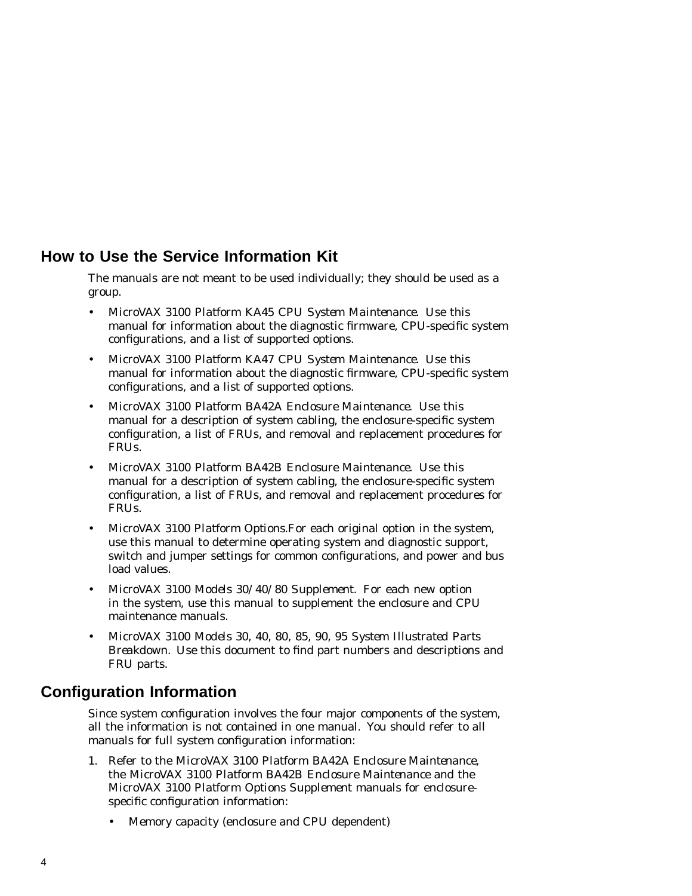## How to Use the Service Information Kit

The manuals are not meant to be used individually; they should be used as a group.

- *MicroVAX 3100 Platform KA45 CPU System Maintenance*. Use this manual for information about the diagnostic firmware, CPU-specific system configurations, and a list of supported options.
- *MicroVAX 3100 Platform KA47 CPU System Maintenance*. Use this manual for information about the diagnostic firmware, CPU-specific system configurations, and a list of supported options.
- *MicroVAX 3100 Platform BA42A Enclosure Maintenance*. Use this manual for a description of system cabling, the enclosure-specific system configuration, a list of FRUs, and removal and replacement procedures for FRUs.
- *MicroVAX 3100 Platform BA42B Enclosure Maintenance*. Use this manual for a description of system cabling, the enclosure-specific system configuration, a list of FRUs, and removal and replacement procedures for FRUs.
- *MicroVAX 3100 Platform Options*.For each original option in the system, use this manual to determine operating system and diagnostic support, switch and jumper settings for common configurations, and power and bus load values.
- *MicroVAX 3100 Models 30/40/80 Supplement*. For each new option in the system, use this manual to supplement the enclosure and CPU maintenance manuals.
- *MicroVAX 3100 Models 30, 40, 80, 85, 90, 95 System Illustrated Parts Breakdown*. Use this document to find part numbers and descriptions and FRU parts.

## Configuration Information

Since system configuration involves the four major components of the system, all the information is not contained in one manual. You should refer to all manuals for full system configuration information:

1. Refer to the *MicroVAX 3100 Platform BA42A Enclosure Maintenance*, the *MicroVAX 3100 Platform BA42B Enclosure Maintenance* and the *MicroVAX 3100 Platform Options Supplement* manuals for enclosure-specific configuration information:
   - Memory capacity (enclosure and CPU dependent)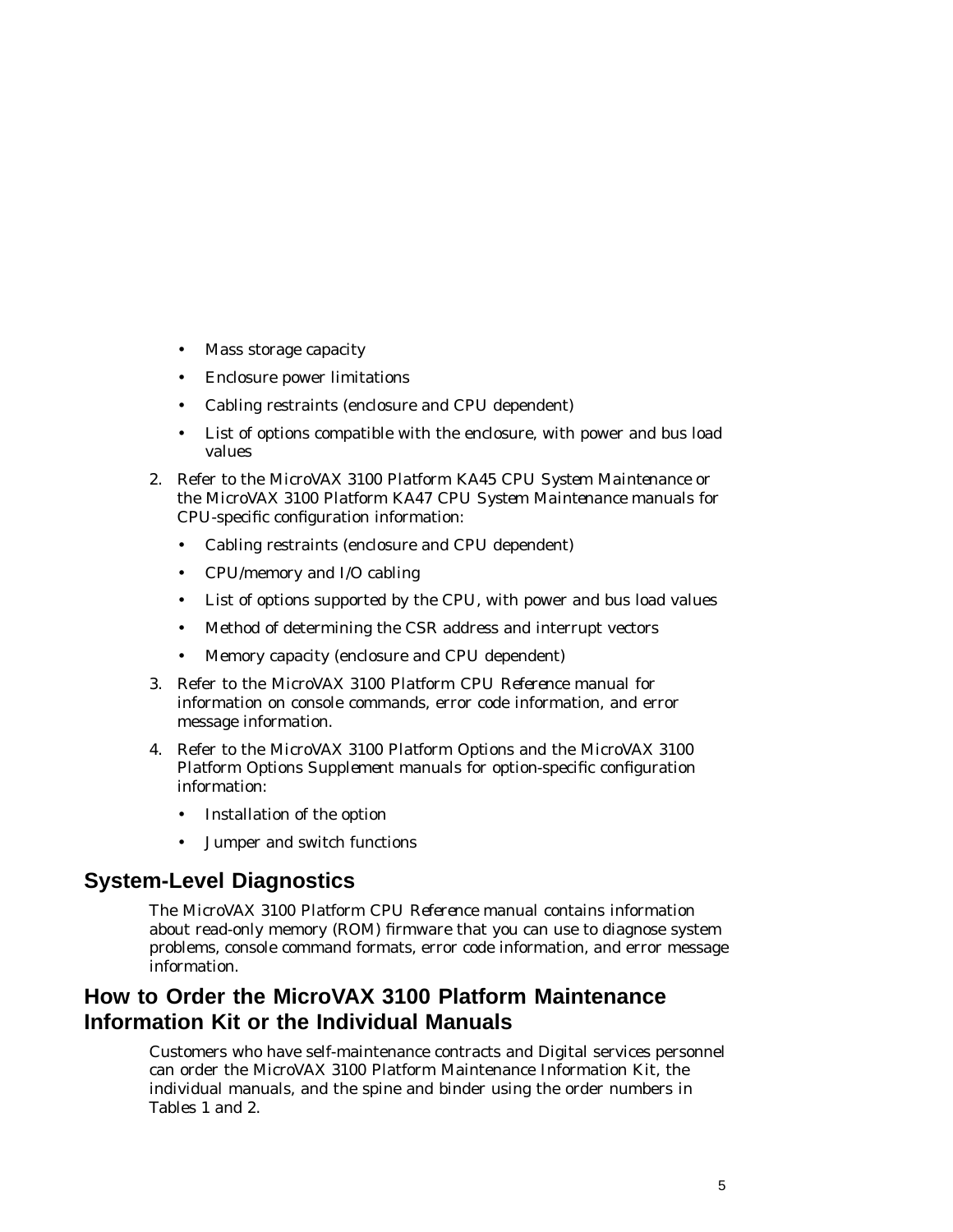- Mass storage capacity
- Enclosure power limitations
- Cabling restraints (enclosure and CPU dependent)
- List of options compatible with the enclosure, with power and bus load values

2. Refer to the *MicroVAX 3100 Platform KA45 CPU System Maintenance* or the *MicroVAX 3100 Platform KA47 CPU System Maintenance* manuals for CPU-specific configuration information:
   - Cabling restraints (enclosure and CPU dependent)
   - CPU/memory and I/O cabling
   - List of options supported by the CPU, with power and bus load values
   - Method of determining the CSR address and interrupt vectors
   - Memory capacity (enclosure and CPU dependent)
3. Refer to the *MicroVAX 3100 Platform CPU Reference* manual for information on console commands, error code information, and error message information.
4. Refer to the *MicroVAX 3100 Platform Options* and the *MicroVAX 3100 Platform Options Supplement* manuals for option-specific configuration information:
   - Installation of the option
   - Jumper and switch functions

## System-Level Diagnostics

The *MicroVAX 3100 Platform CPU Reference* manual contains information about read-only memory (ROM) firmware that you can use to diagnose system problems, console command formats, error code information, and error message information.

## How to Order the MicroVAX 3100 Platform Maintenance Information Kit or the Individual Manuals

Customers who have self-maintenance contracts and Digital services personnel can order the MicroVAX 3100 Platform Maintenance Information Kit, the individual manuals, and the spine and binder using the order numbers in Tables 1 and 2.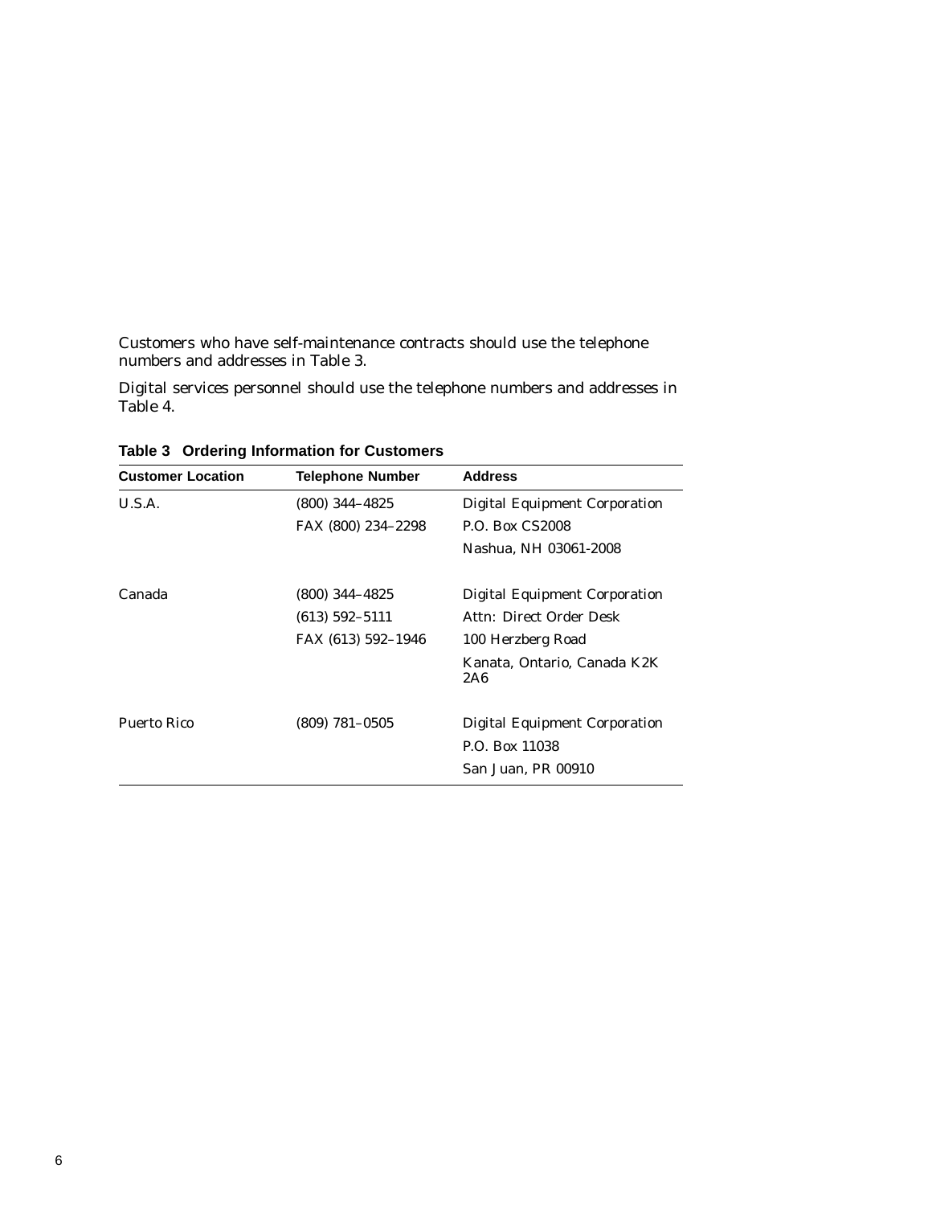Customers who have self-maintenance contracts should use the telephone numbers and addresses in Table 3.

Digital services personnel should use the telephone numbers and addresses in Table 4.

**Table 3 Ordering Information for Customers**

| Customer Location | Telephone Number | Address |
|---|---|---|
| U.S.A. | (800) 344–4825 | Digital Equipment Corporation |
| | FAX (800) 234–2298 | P.O. Box CS2008 |
| | | Nashua, NH 03061-2008 |
| Canada | (800) 344–4825 | Digital Equipment Corporation |
| | (613) 592–5111 | Attn: Direct Order Desk |
| | FAX (613) 592–1946 | 100 Herzberg Road |
| | | Kanata, Ontario, Canada K2K 2A6 |
| Puerto Rico | (809) 781–0505 | Digital Equipment Corporation |
| | | P.O. Box 11038 |
| | | San Juan, PR 00910 |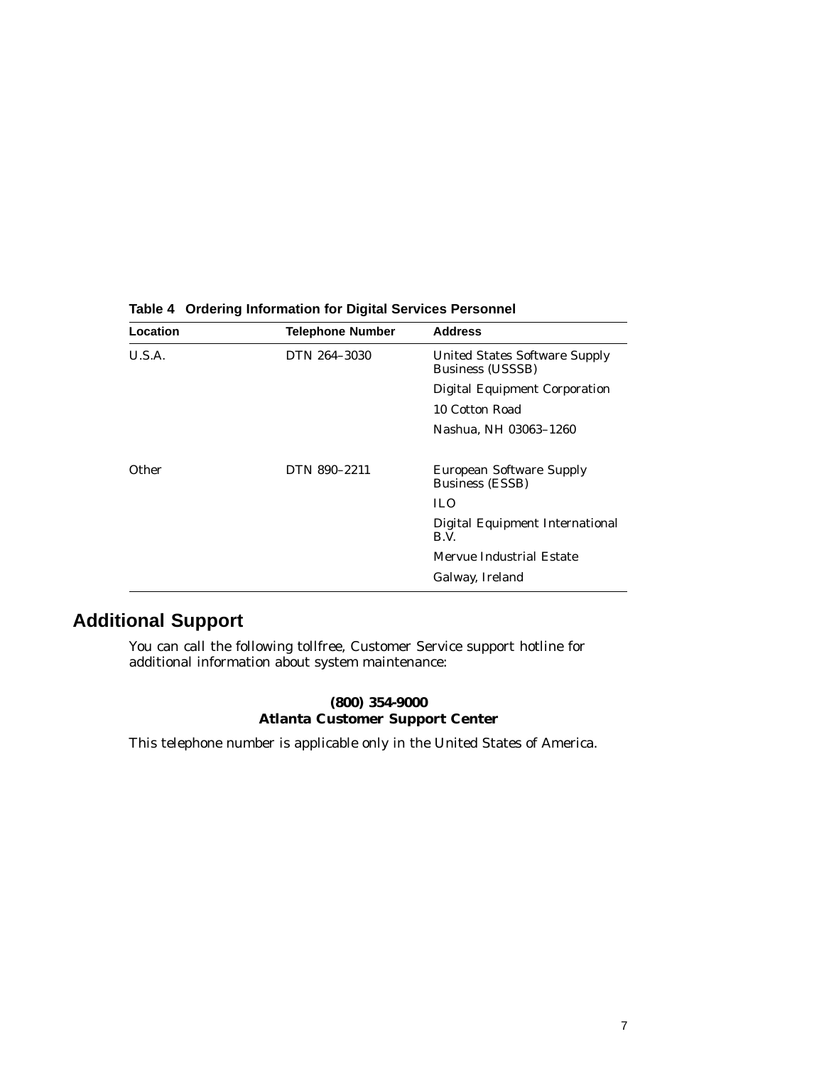**Table 4 Ordering Information for Digital Services Personnel**

| Location | Telephone Number | Address |
|---|---|---|
| U.S.A. | DTN 264–3030 | United States Software Supply Business (USSSB) |
| | | Digital Equipment Corporation |
| | | 10 Cotton Road |
| | | Nashua, NH 03063–1260 |
| Other | DTN 890–2211 | European Software Supply Business (ESSB) |
| | | ILO |
| | | Digital Equipment International B.V. |
| | | Mervue Industrial Estate |
| | | Galway, Ireland |

## Additional Support

You can call the following tollfree, Customer Service support hotline for additional information about system maintenance:

**(800) 354-9000**
**Atlanta Customer Support Center**

This telephone number is applicable only in the United States of America.